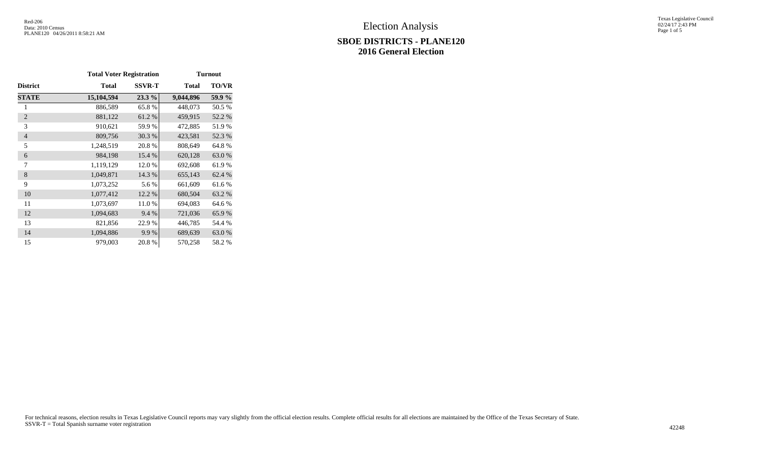Red-206
Data: 2010 Census
PLANE120 04/26/2011 8:58:21 AM

# Election Analysis

## SBOE DISTRICTS - PLANE120
## 2016 General Election

Texas Legislative Council
02/24/17 2:43 PM

| | Total Voter Registration | | Turnout | |
|---|---|---|---|---|
| **District** | **Total** | **SSVR-T** | **Total** | **TO/VR** |
| **STATE** | **15,104,594** | **23.3 %** | **9,044,896** | **59.9 %** |
| 1 | 886,589 | 65.8 % | 448,073 | 50.5 % |
| 2 | 881,122 | 61.2 % | 459,915 | 52.2 % |
| 3 | 910,621 | 59.9 % | 472,885 | 51.9 % |
| 4 | 809,756 | 30.3 % | 423,581 | 52.3 % |
| 5 | 1,248,519 | 20.8 % | 808,649 | 64.8 % |
| 6 | 984,198 | 15.4 % | 620,128 | 63.0 % |
| 7 | 1,119,129 | 12.0 % | 692,608 | 61.9 % |
| 8 | 1,049,871 | 14.3 % | 655,143 | 62.4 % |
| 9 | 1,073,252 | 5.6 % | 661,609 | 61.6 % |
| 10 | 1,077,412 | 12.2 % | 680,504 | 63.2 % |
| 11 | 1,073,697 | 11.0 % | 694,083 | 64.6 % |
| 12 | 1,094,683 | 9.4 % | 721,036 | 65.9 % |
| 13 | 821,856 | 22.9 % | 446,785 | 54.4 % |
| 14 | 1,094,886 | 9.9 % | 689,639 | 63.0 % |
| 15 | 979,003 | 20.8 % | 570,258 | 58.2 % |

For technical reasons, election results in Texas Legislative Council reports may vary slightly from the official election results. Complete official results for all elections are maintained by the Office of the Texas Secretary of State.
SSVR-T = Total Spanish surname voter registration

42248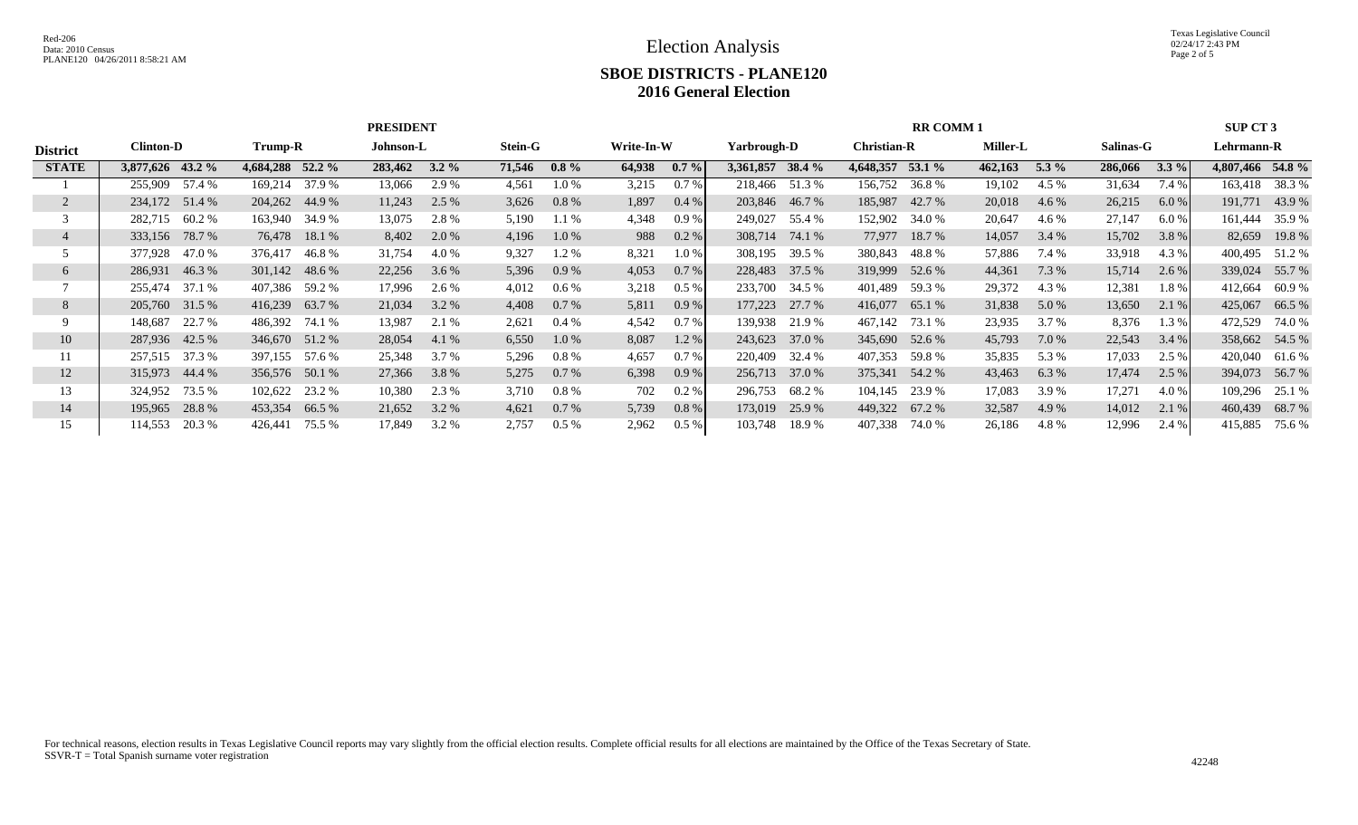# Election Analysis

## SBOE DISTRICTS - PLANE120
## 2016 General Election

| District | PRESIDENT | | | | | | | | | | RR COMM 1 | | | | | | | | SUP CT 3 | |
|---|---|---|---|---|---|---|---|---|---|---|---|---|---|---|---|---|---|---|---|---|
| | Clinton-D | | Trump-R | | Johnson-L | | Stein-G | | Write-In-W | | Yarbrough-D | | Christian-R | | Miller-L | | Salinas-G | | Lehrmann-R | |
| **STATE** | **3,877,626** | **43.2 %** | **4,684,288** | **52.2 %** | **283,462** | **3.2 %** | **71,546** | **0.8 %** | **64,938** | **0.7 %** | **3,361,857** | **38.4 %** | **4,648,357** | **53.1 %** | **462,163** | **5.3 %** | **286,066** | **3.3 %** | **4,807,466** | **54.8 %** |
| 1 | 255,909 | 57.4 % | 169,214 | 37.9 % | 13,066 | 2.9 % | 4,561 | 1.0 % | 3,215 | 0.7 % | 218,466 | 51.3 % | 156,752 | 36.8 % | 19,102 | 4.5 % | 31,634 | 7.4 % | 163,418 | 38.3 % |
| 2 | 234,172 | 51.4 % | 204,262 | 44.9 % | 11,243 | 2.5 % | 3,626 | 0.8 % | 1,897 | 0.4 % | 203,846 | 46.7 % | 185,987 | 42.7 % | 20,018 | 4.6 % | 26,215 | 6.0 % | 191,771 | 43.9 % |
| 3 | 282,715 | 60.2 % | 163,940 | 34.9 % | 13,075 | 2.8 % | 5,190 | 1.1 % | 4,348 | 0.9 % | 249,027 | 55.4 % | 152,902 | 34.0 % | 20,647 | 4.6 % | 27,147 | 6.0 % | 161,444 | 35.9 % |
| 4 | 333,156 | 78.7 % | 76,478 | 18.1 % | 8,402 | 2.0 % | 4,196 | 1.0 % | 988 | 0.2 % | 308,714 | 74.1 % | 77,977 | 18.7 % | 14,057 | 3.4 % | 15,702 | 3.8 % | 82,659 | 19.8 % |
| 5 | 377,928 | 47.0 % | 376,417 | 46.8 % | 31,754 | 4.0 % | 9,327 | 1.2 % | 8,321 | 1.0 % | 308,195 | 39.5 % | 380,843 | 48.8 % | 57,886 | 7.4 % | 33,918 | 4.3 % | 400,495 | 51.2 % |
| 6 | 286,931 | 46.3 % | 301,142 | 48.6 % | 22,256 | 3.6 % | 5,396 | 0.9 % | 4,053 | 0.7 % | 228,483 | 37.5 % | 319,999 | 52.6 % | 44,361 | 7.3 % | 15,714 | 2.6 % | 339,024 | 55.7 % |
| 7 | 255,474 | 37.1 % | 407,386 | 59.2 % | 17,996 | 2.6 % | 4,012 | 0.6 % | 3,218 | 0.5 % | 233,700 | 34.5 % | 401,489 | 59.3 % | 29,372 | 4.3 % | 12,381 | 1.8 % | 412,664 | 60.9 % |
| 8 | 205,760 | 31.5 % | 416,239 | 63.7 % | 21,034 | 3.2 % | 4,408 | 0.7 % | 5,811 | 0.9 % | 177,223 | 27.7 % | 416,077 | 65.1 % | 31,838 | 5.0 % | 13,650 | 2.1 % | 425,067 | 66.5 % |
| 9 | 148,687 | 22.7 % | 486,392 | 74.1 % | 13,987 | 2.1 % | 2,621 | 0.4 % | 4,542 | 0.7 % | 139,938 | 21.9 % | 467,142 | 73.1 % | 23,935 | 3.7 % | 8,376 | 1.3 % | 472,529 | 74.0 % |
| 10 | 287,936 | 42.5 % | 346,670 | 51.2 % | 28,054 | 4.1 % | 6,550 | 1.0 % | 8,087 | 1.2 % | 243,623 | 37.0 % | 345,690 | 52.6 % | 45,793 | 7.0 % | 22,543 | 3.4 % | 358,662 | 54.5 % |
| 11 | 257,515 | 37.3 % | 397,155 | 57.6 % | 25,348 | 3.7 % | 5,296 | 0.8 % | 4,657 | 0.7 % | 220,409 | 32.4 % | 407,353 | 59.8 % | 35,835 | 5.3 % | 17,033 | 2.5 % | 420,040 | 61.6 % |
| 12 | 315,973 | 44.4 % | 356,576 | 50.1 % | 27,366 | 3.8 % | 5,275 | 0.7 % | 6,398 | 0.9 % | 256,713 | 37.0 % | 375,341 | 54.2 % | 43,463 | 6.3 % | 17,474 | 2.5 % | 394,073 | 56.7 % |
| 13 | 324,952 | 73.5 % | 102,622 | 23.2 % | 10,380 | 2.3 % | 3,710 | 0.8 % | 702 | 0.2 % | 296,753 | 68.2 % | 104,145 | 23.9 % | 17,083 | 3.9 % | 17,271 | 4.0 % | 109,296 | 25.1 % |
| 14 | 195,965 | 28.8 % | 453,354 | 66.5 % | 21,652 | 3.2 % | 4,621 | 0.7 % | 5,739 | 0.8 % | 173,019 | 25.9 % | 449,322 | 67.2 % | 32,587 | 4.9 % | 14,012 | 2.1 % | 460,439 | 68.7 % |
| 15 | 114,553 | 20.3 % | 426,441 | 75.5 % | 17,849 | 3.2 % | 2,757 | 0.5 % | 2,962 | 0.5 % | 103,748 | 18.9 % | 407,338 | 74.0 % | 26,186 | 4.8 % | 12,996 | 2.4 % | 415,885 | 75.6 % |

For technical reasons, election results in Texas Legislative Council reports may vary slightly from the official election results. Complete official results for all elections are maintained by the Office of the Texas Secretary of State.
SSVR-T = Total Spanish surname voter registration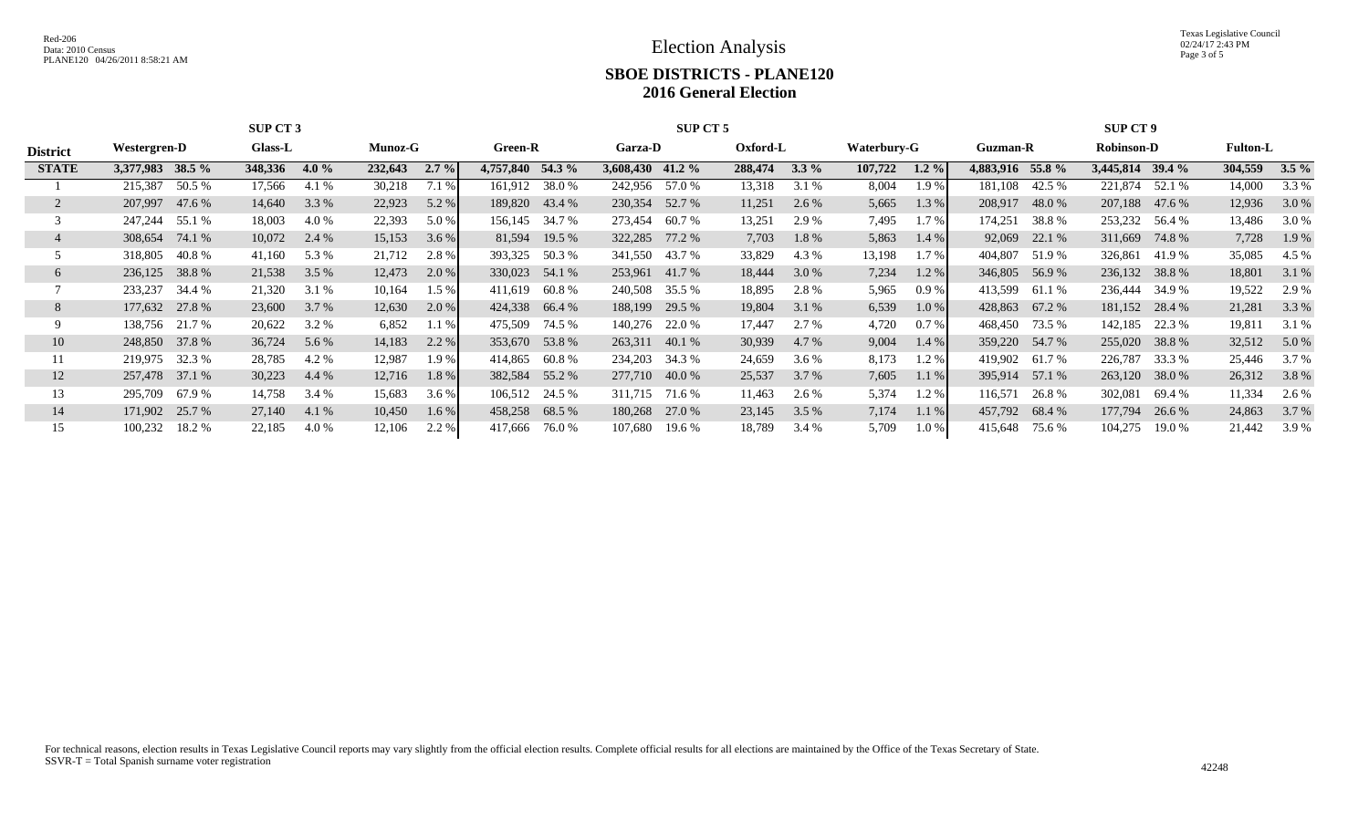# Election Analysis

## SBOE DISTRICTS - PLANE120

## 2016 General Election

| | SUP CT 3 | | | | | | SUP CT 5 | | | | | | | | SUP CT 9 | | | | | |
|---|---|---|---|---|---|---|---|---|---|---|---|---|---|---|---|---|---|---|---|---|
| **District** | **Westergren-D** | | **Glass-L** | | **Munoz-G** | | **Green-R** | | **Garza-D** | | **Oxford-L** | | **Waterbury-G** | | **Guzman-R** | | **Robinson-D** | | **Fulton-L** | |
| **STATE** | **3,377,983** | **38.5 %** | **348,336** | **4.0 %** | **232,643** | **2.7 %** | **4,757,840** | **54.3 %** | **3,608,430** | **41.2 %** | **288,474** | **3.3 %** | **107,722** | **1.2 %** | **4,883,916** | **55.8 %** | **3,445,814** | **39.4 %** | **304,559** | **3.5 %** |
| 1 | 215,387 | 50.5 % | 17,566 | 4.1 % | 30,218 | 7.1 % | 161,912 | 38.0 % | 242,956 | 57.0 % | 13,318 | 3.1 % | 8,004 | 1.9 % | 181,108 | 42.5 % | 221,874 | 52.1 % | 14,000 | 3.3 % |
| 2 | 207,997 | 47.6 % | 14,640 | 3.3 % | 22,923 | 5.2 % | 189,820 | 43.4 % | 230,354 | 52.7 % | 11,251 | 2.6 % | 5,665 | 1.3 % | 208,917 | 48.0 % | 207,188 | 47.6 % | 12,936 | 3.0 % |
| 3 | 247,244 | 55.1 % | 18,003 | 4.0 % | 22,393 | 5.0 % | 156,145 | 34.7 % | 273,454 | 60.7 % | 13,251 | 2.9 % | 7,495 | 1.7 % | 174,251 | 38.8 % | 253,232 | 56.4 % | 13,486 | 3.0 % |
| 4 | 308,654 | 74.1 % | 10,072 | 2.4 % | 15,153 | 3.6 % | 81,594 | 19.5 % | 322,285 | 77.2 % | 7,703 | 1.8 % | 5,863 | 1.4 % | 92,069 | 22.1 % | 311,669 | 74.8 % | 7,728 | 1.9 % |
| 5 | 318,805 | 40.8 % | 41,160 | 5.3 % | 21,712 | 2.8 % | 393,325 | 50.3 % | 341,550 | 43.7 % | 33,829 | 4.3 % | 13,198 | 1.7 % | 404,807 | 51.9 % | 326,861 | 41.9 % | 35,085 | 4.5 % |
| 6 | 236,125 | 38.8 % | 21,538 | 3.5 % | 12,473 | 2.0 % | 330,023 | 54.1 % | 253,961 | 41.7 % | 18,444 | 3.0 % | 7,234 | 1.2 % | 346,805 | 56.9 % | 236,132 | 38.8 % | 18,801 | 3.1 % |
| 7 | 233,237 | 34.4 % | 21,320 | 3.1 % | 10,164 | 1.5 % | 411,619 | 60.8 % | 240,508 | 35.5 % | 18,895 | 2.8 % | 5,965 | 0.9 % | 413,599 | 61.1 % | 236,444 | 34.9 % | 19,522 | 2.9 % |
| 8 | 177,632 | 27.8 % | 23,600 | 3.7 % | 12,630 | 2.0 % | 424,338 | 66.4 % | 188,199 | 29.5 % | 19,804 | 3.1 % | 6,539 | 1.0 % | 428,863 | 67.2 % | 181,152 | 28.4 % | 21,281 | 3.3 % |
| 9 | 138,756 | 21.7 % | 20,622 | 3.2 % | 6,852 | 1.1 % | 475,509 | 74.5 % | 140,276 | 22.0 % | 17,447 | 2.7 % | 4,720 | 0.7 % | 468,450 | 73.5 % | 142,185 | 22.3 % | 19,811 | 3.1 % |
| 10 | 248,850 | 37.8 % | 36,724 | 5.6 % | 14,183 | 2.2 % | 353,670 | 53.8 % | 263,311 | 40.1 % | 30,939 | 4.7 % | 9,004 | 1.4 % | 359,220 | 54.7 % | 255,020 | 38.8 % | 32,512 | 5.0 % |
| 11 | 219,975 | 32.3 % | 28,785 | 4.2 % | 12,987 | 1.9 % | 414,865 | 60.8 % | 234,203 | 34.3 % | 24,659 | 3.6 % | 8,173 | 1.2 % | 419,902 | 61.7 % | 226,787 | 33.3 % | 25,446 | 3.7 % |
| 12 | 257,478 | 37.1 % | 30,223 | 4.4 % | 12,716 | 1.8 % | 382,584 | 55.2 % | 277,710 | 40.0 % | 25,537 | 3.7 % | 7,605 | 1.1 % | 395,914 | 57.1 % | 263,120 | 38.0 % | 26,312 | 3.8 % |
| 13 | 295,709 | 67.9 % | 14,758 | 3.4 % | 15,683 | 3.6 % | 106,512 | 24.5 % | 311,715 | 71.6 % | 11,463 | 2.6 % | 5,374 | 1.2 % | 116,571 | 26.8 % | 302,081 | 69.4 % | 11,334 | 2.6 % |
| 14 | 171,902 | 25.7 % | 27,140 | 4.1 % | 10,450 | 1.6 % | 458,258 | 68.5 % | 180,268 | 27.0 % | 23,145 | 3.5 % | 7,174 | 1.1 % | 457,792 | 68.4 % | 177,794 | 26.6 % | 24,863 | 3.7 % |
| 15 | 100,232 | 18.2 % | 22,185 | 4.0 % | 12,106 | 2.2 % | 417,666 | 76.0 % | 107,680 | 19.6 % | 18,789 | 3.4 % | 5,709 | 1.0 % | 415,648 | 75.6 % | 104,275 | 19.0 % | 21,442 | 3.9 % |

For technical reasons, election results in Texas Legislative Council reports may vary slightly from the official election results. Complete official results for all elections are maintained by the Office of the Texas Secretary of State.
SSVR-T = Total Spanish surname voter registration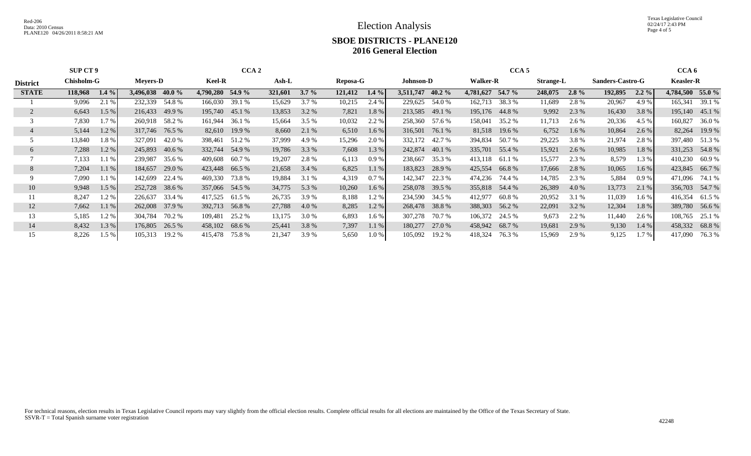# Election Analysis

## SBOE DISTRICTS - PLANE120
## 2016 General Election

| District | SUP CT 9 | | CCA 2 | | | | | | | | CCA 5 | | | | | | | | CCA 6 | |
|---|---|---|---|---|---|---|---|---|---|---|---|---|---|---|---|---|---|---|---|---|
| | Chisholm-G | | Meyers-D | | Keel-R | | Ash-L | | Reposa-G | | Johnson-D | | Walker-R | | Strange-L | | Sanders-Castro-G | | Keasler-R | |
| **STATE** | **118,968** | **1.4 %** | **3,496,038** | **40.0 %** | **4,790,280** | **54.9 %** | **321,601** | **3.7 %** | **121,412** | **1.4 %** | **3,511,747** | **40.2 %** | **4,781,627** | **54.7 %** | **248,075** | **2.8 %** | **192,895** | **2.2 %** | **4,784,500** | **55.0 %** |
| 1 | 9,096 | 2.1 % | 232,339 | 54.8 % | 166,030 | 39.1 % | 15,629 | 3.7 % | 10,215 | 2.4 % | 229,625 | 54.0 % | 162,713 | 38.3 % | 11,689 | 2.8 % | 20,967 | 4.9 % | 165,341 | 39.1 % |
| 2 | 6,643 | 1.5 % | 216,433 | 49.9 % | 195,740 | 45.1 % | 13,853 | 3.2 % | 7,821 | 1.8 % | 213,585 | 49.1 % | 195,176 | 44.8 % | 9,992 | 2.3 % | 16,430 | 3.8 % | 195,140 | 45.1 % |
| 3 | 7,830 | 1.7 % | 260,918 | 58.2 % | 161,944 | 36.1 % | 15,664 | 3.5 % | 10,032 | 2.2 % | 258,360 | 57.6 % | 158,041 | 35.2 % | 11,713 | 2.6 % | 20,336 | 4.5 % | 160,827 | 36.0 % |
| 4 | 5,144 | 1.2 % | 317,746 | 76.5 % | 82,610 | 19.9 % | 8,660 | 2.1 % | 6,510 | 1.6 % | 316,501 | 76.1 % | 81,518 | 19.6 % | 6,752 | 1.6 % | 10,864 | 2.6 % | 82,264 | 19.9 % |
| 5 | 13,840 | 1.8 % | 327,091 | 42.0 % | 398,461 | 51.2 % | 37,999 | 4.9 % | 15,296 | 2.0 % | 332,172 | 42.7 % | 394,834 | 50.7 % | 29,225 | 3.8 % | 21,974 | 2.8 % | 397,480 | 51.3 % |
| 6 | 7,288 | 1.2 % | 245,893 | 40.6 % | 332,744 | 54.9 % | 19,786 | 3.3 % | 7,608 | 1.3 % | 242,874 | 40.1 % | 335,701 | 55.4 % | 15,921 | 2.6 % | 10,985 | 1.8 % | 331,253 | 54.8 % |
| 7 | 7,133 | 1.1 % | 239,987 | 35.6 % | 409,608 | 60.7 % | 19,207 | 2.8 % | 6,113 | 0.9 % | 238,667 | 35.3 % | 413,118 | 61.1 % | 15,577 | 2.3 % | 8,579 | 1.3 % | 410,230 | 60.9 % |
| 8 | 7,204 | 1.1 % | 184,657 | 29.0 % | 423,448 | 66.5 % | 21,658 | 3.4 % | 6,825 | 1.1 % | 183,823 | 28.9 % | 425,554 | 66.8 % | 17,666 | 2.8 % | 10,065 | 1.6 % | 423,845 | 66.7 % |
| 9 | 7,090 | 1.1 % | 142,699 | 22.4 % | 469,330 | 73.8 % | 19,884 | 3.1 % | 4,319 | 0.7 % | 142,347 | 22.3 % | 474,236 | 74.4 % | 14,785 | 2.3 % | 5,884 | 0.9 % | 471,096 | 74.1 % |
| 10 | 9,948 | 1.5 % | 252,728 | 38.6 % | 357,066 | 54.5 % | 34,775 | 5.3 % | 10,260 | 1.6 % | 258,078 | 39.5 % | 355,818 | 54.4 % | 26,389 | 4.0 % | 13,773 | 2.1 % | 356,703 | 54.7 % |
| 11 | 8,247 | 1.2 % | 226,637 | 33.4 % | 417,525 | 61.5 % | 26,735 | 3.9 % | 8,188 | 1.2 % | 234,590 | 34.5 % | 412,977 | 60.8 % | 20,952 | 3.1 % | 11,039 | 1.6 % | 416,354 | 61.5 % |
| 12 | 7,662 | 1.1 % | 262,008 | 37.9 % | 392,713 | 56.8 % | 27,788 | 4.0 % | 8,285 | 1.2 % | 268,478 | 38.8 % | 388,303 | 56.2 % | 22,091 | 3.2 % | 12,304 | 1.8 % | 389,780 | 56.6 % |
| 13 | 5,185 | 1.2 % | 304,784 | 70.2 % | 109,481 | 25.2 % | 13,175 | 3.0 % | 6,893 | 1.6 % | 307,278 | 70.7 % | 106,372 | 24.5 % | 9,673 | 2.2 % | 11,440 | 2.6 % | 108,765 | 25.1 % |
| 14 | 8,432 | 1.3 % | 176,805 | 26.5 % | 458,102 | 68.6 % | 25,441 | 3.8 % | 7,397 | 1.1 % | 180,277 | 27.0 % | 458,942 | 68.7 % | 19,681 | 2.9 % | 9,130 | 1.4 % | 458,332 | 68.8 % |
| 15 | 8,226 | 1.5 % | 105,313 | 19.2 % | 415,478 | 75.8 % | 21,347 | 3.9 % | 5,650 | 1.0 % | 105,092 | 19.2 % | 418,324 | 76.3 % | 15,969 | 2.9 % | 9,125 | 1.7 % | 417,090 | 76.3 % |

For technical reasons, election results in Texas Legislative Council reports may vary slightly from the official election results. Complete official results for all elections are maintained by the Office of the Texas Secretary of State.
SSVR-T = Total Spanish surname voter registration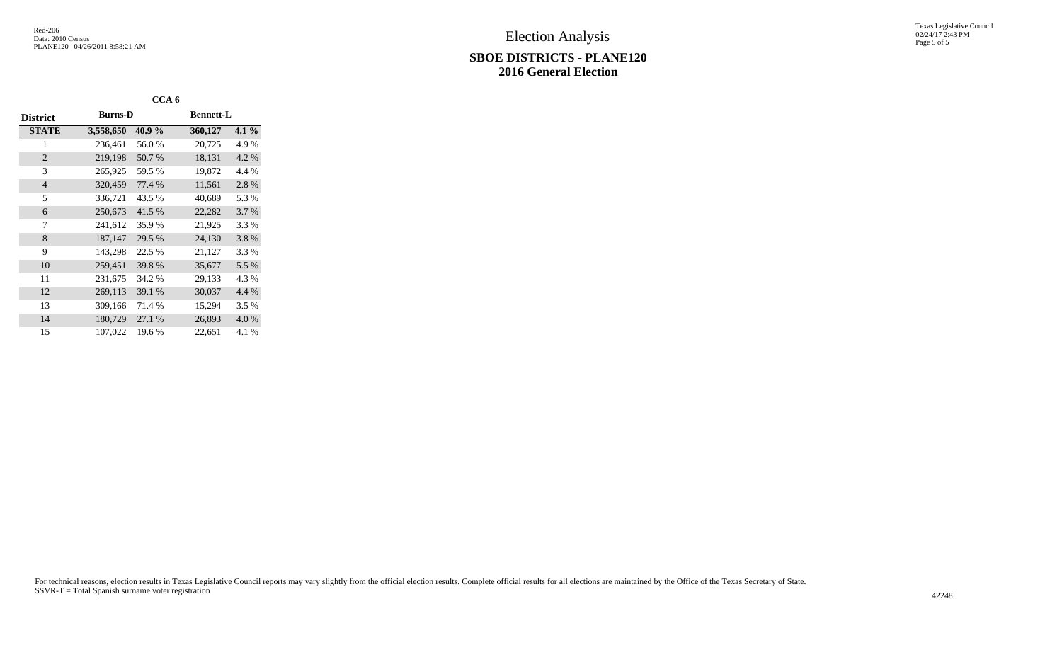# Election Analysis

## SBOE DISTRICTS - PLANE120
## 2016 General Election

| | CCA 6 | | | |
|---|---|---|---|---|
| **District** | **Burns-D** | | **Bennett-L** | |
| **STATE** | **3,558,650** | **40.9 %** | **360,127** | **4.1 %** |
| 1 | 236,461 | 56.0 % | 20,725 | 4.9 % |
| 2 | 219,198 | 50.7 % | 18,131 | 4.2 % |
| 3 | 265,925 | 59.5 % | 19,872 | 4.4 % |
| 4 | 320,459 | 77.4 % | 11,561 | 2.8 % |
| 5 | 336,721 | 43.5 % | 40,689 | 5.3 % |
| 6 | 250,673 | 41.5 % | 22,282 | 3.7 % |
| 7 | 241,612 | 35.9 % | 21,925 | 3.3 % |
| 8 | 187,147 | 29.5 % | 24,130 | 3.8 % |
| 9 | 143,298 | 22.5 % | 21,127 | 3.3 % |
| 10 | 259,451 | 39.8 % | 35,677 | 5.5 % |
| 11 | 231,675 | 34.2 % | 29,133 | 4.3 % |
| 12 | 269,113 | 39.1 % | 30,037 | 4.4 % |
| 13 | 309,166 | 71.4 % | 15,294 | 3.5 % |
| 14 | 180,729 | 27.1 % | 26,893 | 4.0 % |
| 15 | 107,022 | 19.6 % | 22,651 | 4.1 % |

For technical reasons, election results in Texas Legislative Council reports may vary slightly from the official election results. Complete official results for all elections are maintained by the Office of the Texas Secretary of State.
SSVR-T = Total Spanish surname voter registration